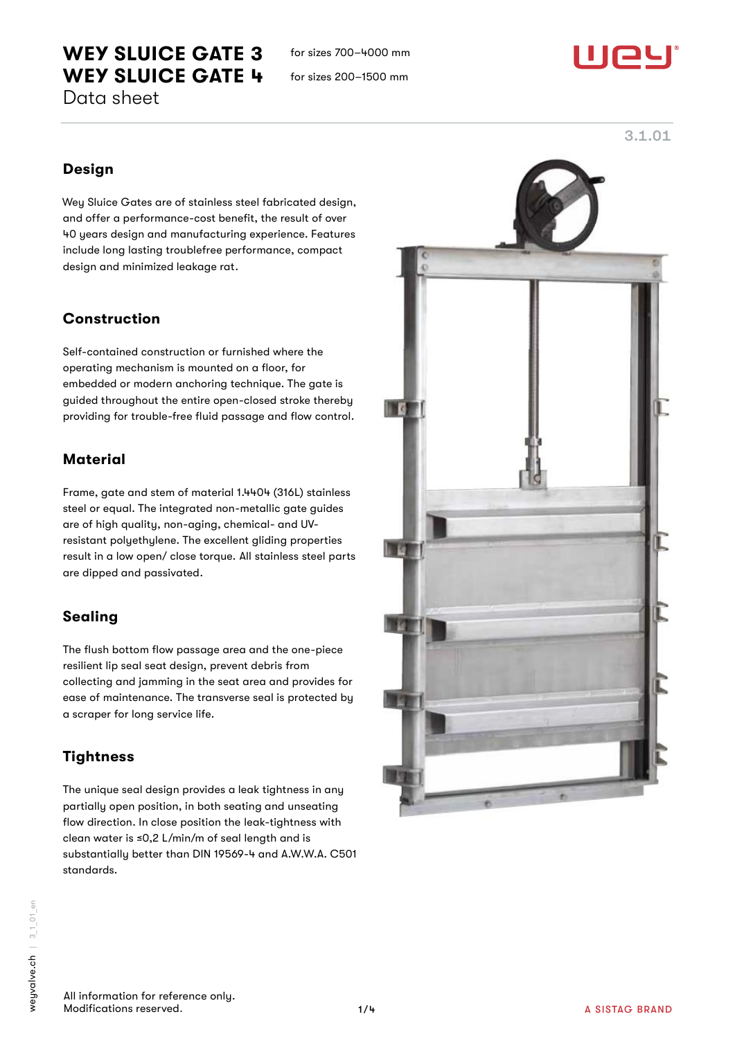# WEY SLUICE GATE 3

for sizes 700–4000 mm

# WEY SLUICE GATE 4

for sizes 200–1500 mm

Data sheet

3.1.01

## Design

Wey Sluice Gates are of stainless steel fabricated design, and offer a performance-cost benefit, the result of over 40 years design and manufacturing experience. Features include long lasting troublefree performance, compact design and minimized leakage rat.

## Construction

Self-contained construction or furnished where the operating mechanism is mounted on a floor, for embedded or modern anchoring technique. The gate is guided throughout the entire open-closed stroke thereby providing for trouble-free fluid passage and flow control.

## Material

Frame, gate and stem of material 1.4404 (316L) stainless steel or equal. The integrated non-metallic gate guides are of high quality, non-aging, chemical- and UV-resistant polyethylene. The excellent gliding properties result in a low open/ close torque. All stainless steel parts are dipped and passivated.

## Sealing

The flush bottom flow passage area and the one-piece resilient lip seal seat design, prevent debris from collecting and jamming in the seat area and provides for ease of maintenance. The transverse seal is protected by a scraper for long service life.

## Tightness

The unique seal design provides a leak tightness in any partially open position, in both seating and unseating flow direction. In close position the leak-tightness with clean water is ≤0,2 L/min/m of seal length and is substantially better than DIN 19569-4 and A.W.W.A. C501 standards.

All information for reference only.
Modifications reserved.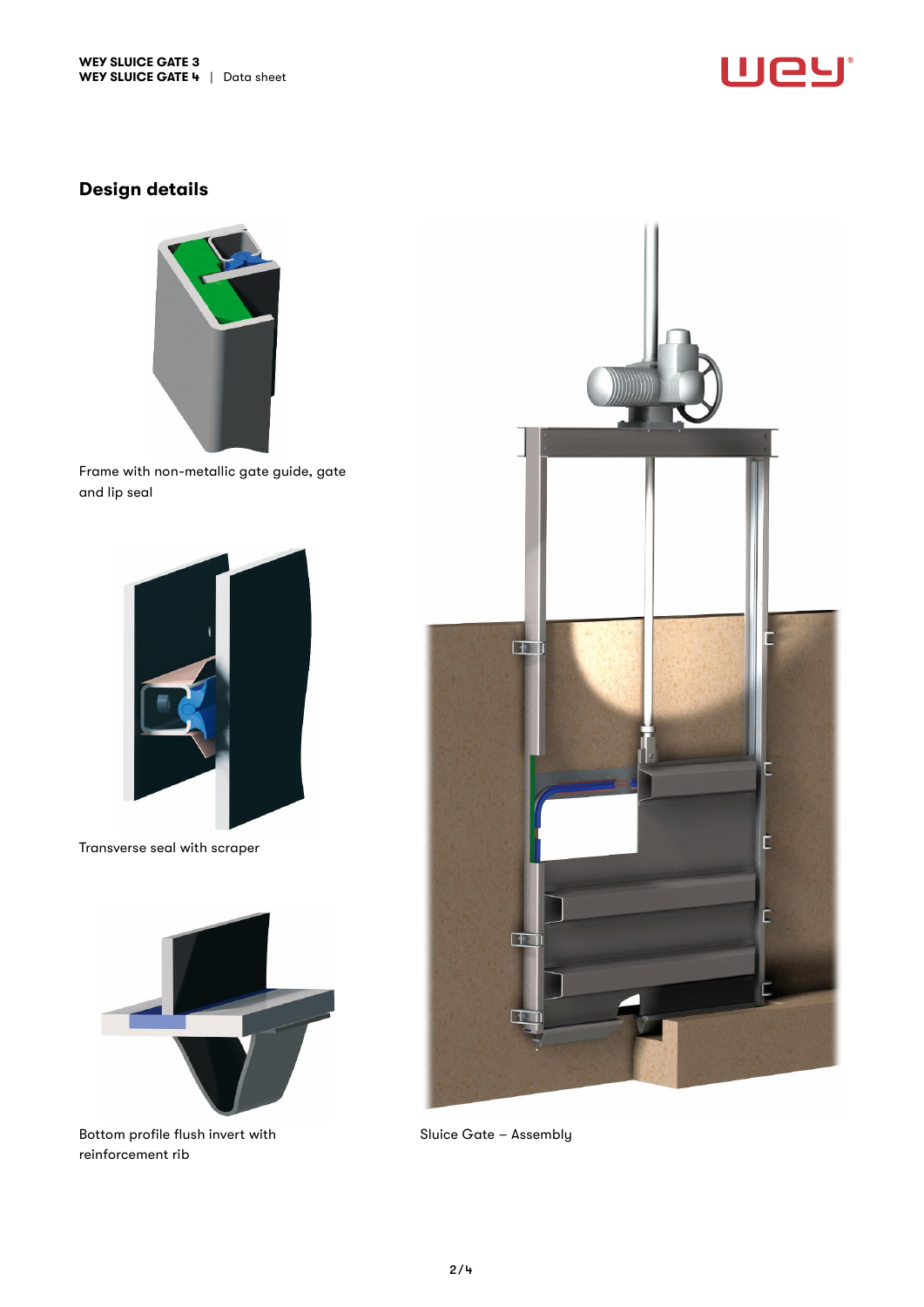## Design details

Frame with non-metallic gate guide, gate and lip seal

Transverse seal with scraper

Bottom profile flush invert with reinforcement rib

Sluice Gate – Assembly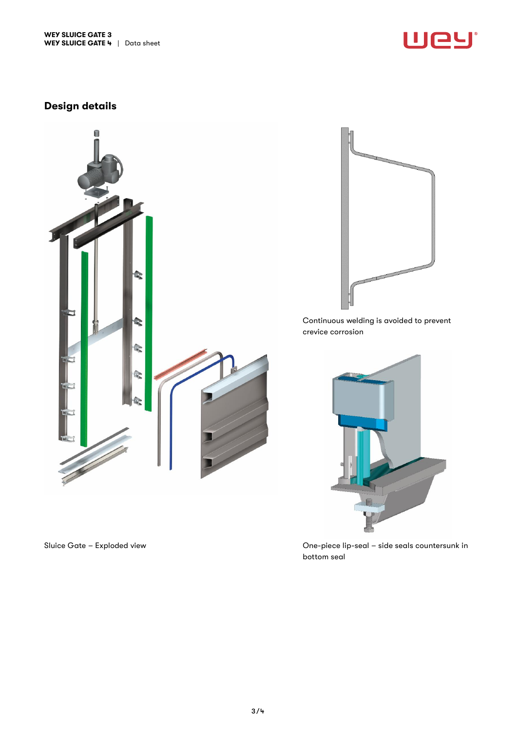## Design details

Continuous welding is avoided to prevent crevice corrosion

Sluice Gate – Exploded view

One-piece lip-seal – side seals countersunk in bottom seal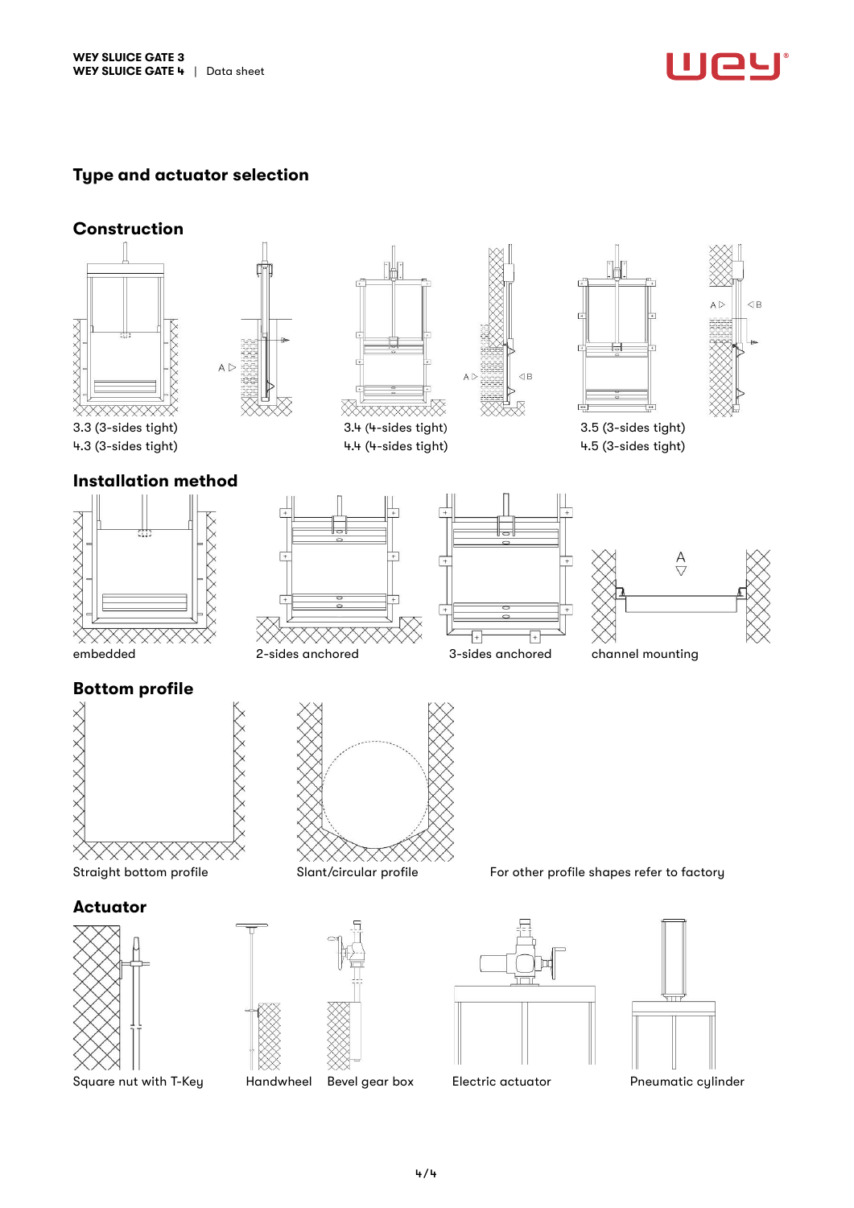## Type and actuator selection

### Construction

A ▷

3.3 (3-sides tight)
4.3 (3-sides tight)

A ▷ ◁ B

3.4 (4-sides tight)
4.4 (4-sides tight)

A ▷ ◁ B

3.5 (3-sides tight)
4.5 (3-sides tight)

### Installation method

embedded

2-sides anchored

3-sides anchored

A

channel mounting

### Bottom profile

Straight bottom profile

Slant/circular profile

For other profile shapes refer to factory

### Actuator

Square nut with T-Key

Handwheel

Bevel gear box

Electric actuator

Pneumatic cylinder